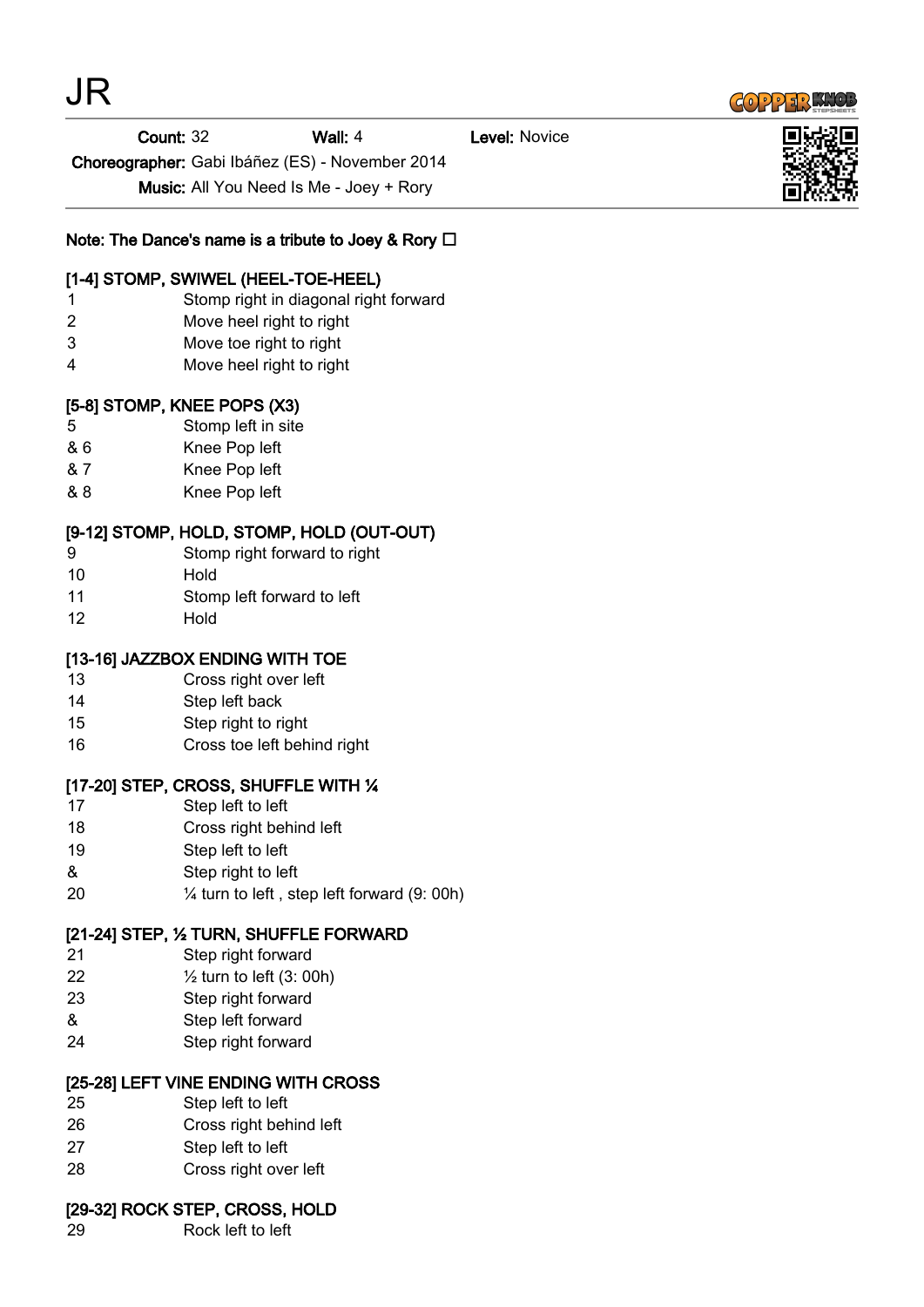# JR

**Count:** 32 **Wall:** 4 **Level:** Novice

**Choreographer:** Gabi Ibáñez (ES) - November 2014

**Music:** All You Need Is Me - Joey + Rory

**Note: The Dance's name is a tribute to Joey & Rory □**

**[1-4] STOMP, SWIWEL (HEEL-TOE-HEEL)**

| | |
|---|---|
| 1 | Stomp right in diagonal right forward |
| 2 | Move heel right to right |
| 3 | Move toe right to right |
| 4 | Move heel right to right |

**[5-8] STOMP, KNEE POPS (X3)**

| | |
|---|---|
| 5 | Stomp left in site |
| & 6 | Knee Pop left |
| & 7 | Knee Pop left |
| & 8 | Knee Pop left |

**[9-12] STOMP, HOLD, STOMP, HOLD (OUT-OUT)**

| | |
|---|---|
| 9 | Stomp right forward to right |
| 10 | Hold |
| 11 | Stomp left forward to left |
| 12 | Hold |

**[13-16] JAZZBOX ENDING WITH TOE**

| | |
|---|---|
| 13 | Cross right over left |
| 14 | Step left back |
| 15 | Step right to right |
| 16 | Cross toe left behind right |

**[17-20] STEP, CROSS, SHUFFLE WITH ¼**

| | |
|---|---|
| 17 | Step left to left |
| 18 | Cross right behind left |
| 19 | Step left to left |
| & | Step right to left |
| 20 | ¼ turn to left , step left forward (9: 00h) |

**[21-24] STEP, ½ TURN, SHUFFLE FORWARD**

| | |
|---|---|
| 21 | Step right forward |
| 22 | ½ turn to left (3: 00h) |
| 23 | Step right forward |
| & | Step left forward |
| 24 | Step right forward |

**[25-28] LEFT VINE ENDING WITH CROSS**

| | |
|---|---|
| 25 | Step left to left |
| 26 | Cross right behind left |
| 27 | Step left to left |
| 28 | Cross right over left |

**[29-32] ROCK STEP, CROSS, HOLD**

| | |
|---|---|
| 29 | Rock left to left |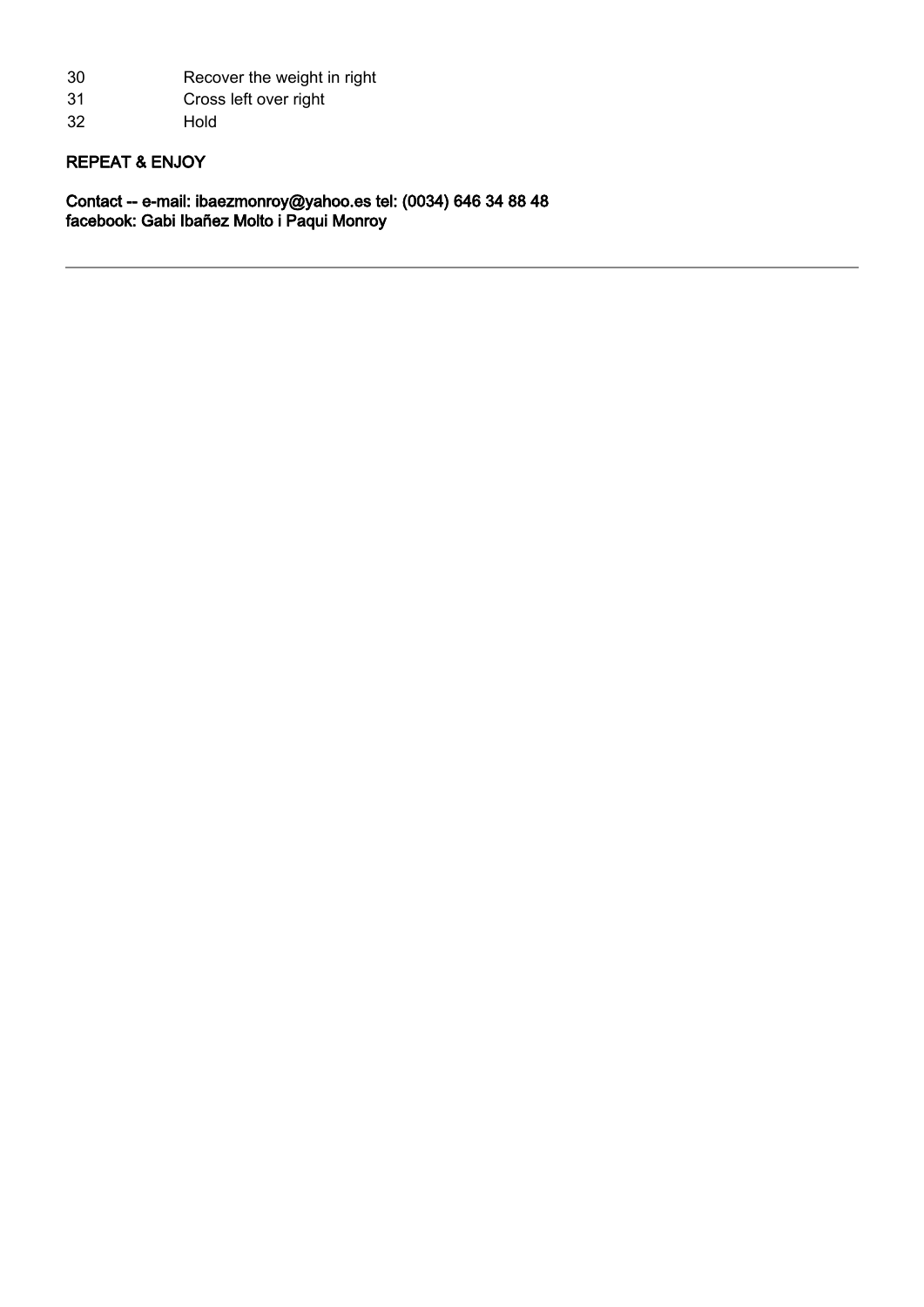| | |
|---|---|
| 30 | Recover the weight in right |
| 31 | Cross left over right |
| 32 | Hold |

**REPEAT & ENJOY**

**Contact -- e-mail: ibaezmonroy@yahoo.es tel: (0034) 646 34 88 48**
**facebook: Gabi Ibañez Molto i Paqui Monroy**

---